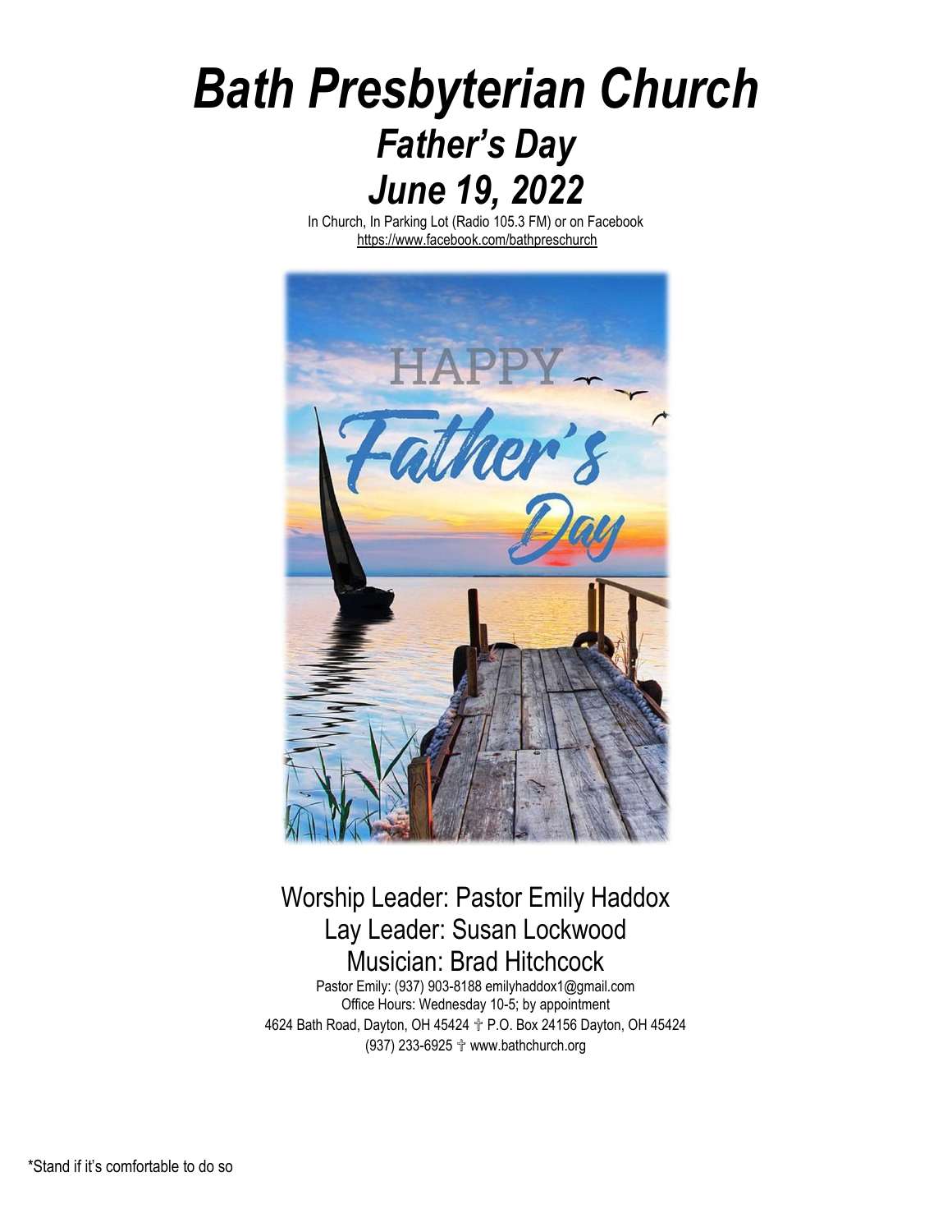# *Bath Presbyterian Church*

## *Father's Day*

## *June 19, 2022*

In Church, In Parking Lot (Radio 105.3 FM) or on Facebook
https://www.facebook.com/bathpreschurch

Worship Leader: Pastor Emily Haddox
Lay Leader: Susan Lockwood
Musician: Brad Hitchcock

Pastor Emily: (937) 903-8188 emilyhaddox1@gmail.com
Office Hours: Wednesday 10-5; by appointment
4624 Bath Road, Dayton, OH 45424 ✝ P.O. Box 24156 Dayton, OH 45424
(937) 233-6925 ✝ www.bathchurch.org

*Stand if it's comfortable to do so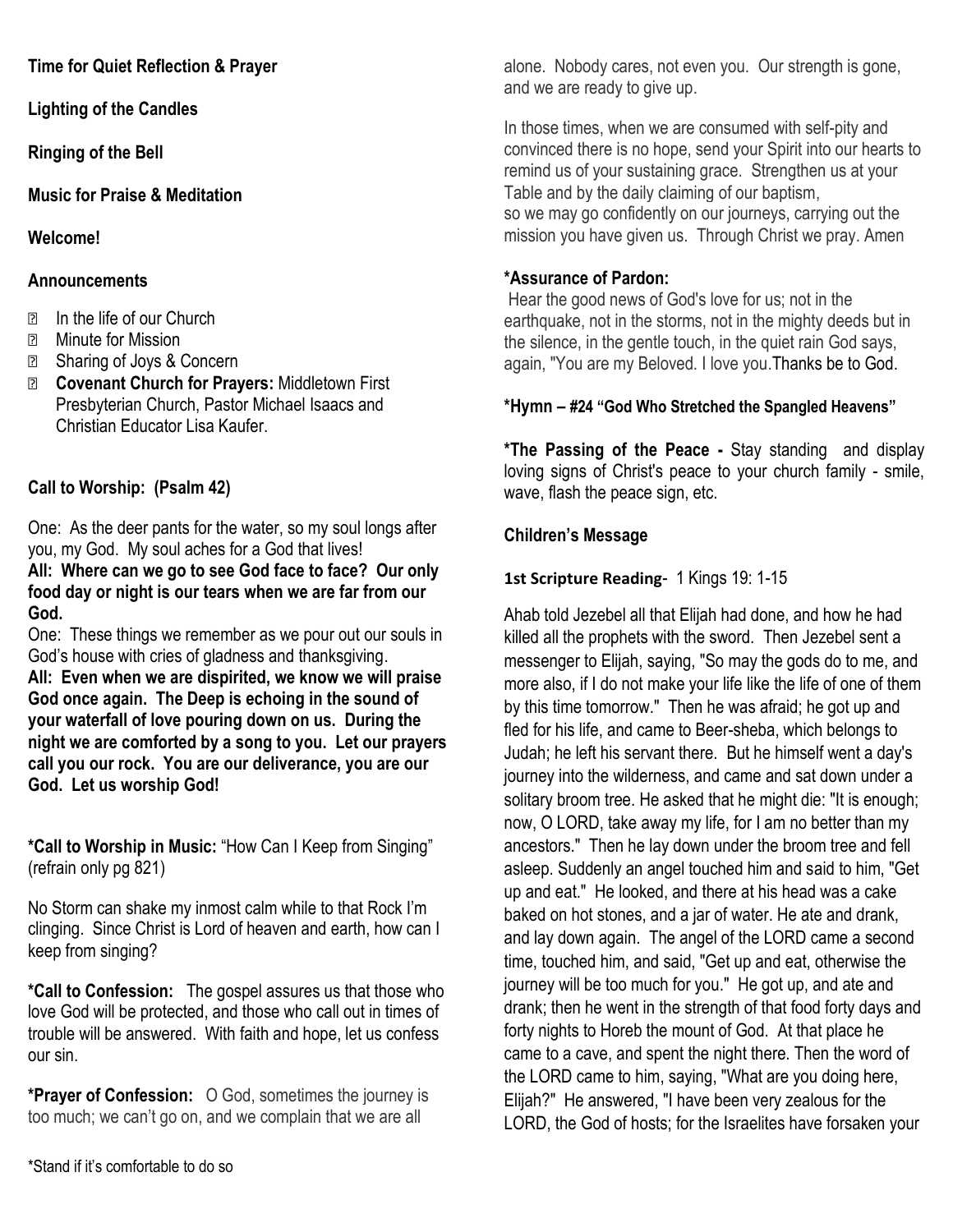**Time for Quiet Reflection & Prayer**

**Lighting of the Candles**

**Ringing of the Bell**

**Music for Praise & Meditation**

**Welcome!**

**Announcements**

- In the life of our Church
- Minute for Mission
- Sharing of Joys & Concern
- **Covenant Church for Prayers:** Middletown First Presbyterian Church, Pastor Michael Isaacs and Christian Educator Lisa Kaufer.

**Call to Worship: (Psalm 42)**

One: As the deer pants for the water, so my soul longs after you, my God. My soul aches for a God that lives!

**All: Where can we go to see God face to face? Our only food day or night is our tears when we are far from our God.**

One: These things we remember as we pour out our souls in God's house with cries of gladness and thanksgiving.

**All: Even when we are dispirited, we know we will praise God once again. The Deep is echoing in the sound of your waterfall of love pouring down on us. During the night we are comforted by a song to you. Let our prayers call you our rock. You are our deliverance, you are our God. Let us worship God!**

**\*Call to Worship in Music:** "How Can I Keep from Singing" (refrain only pg 821)

No Storm can shake my inmost calm while to that Rock I'm clinging. Since Christ is Lord of heaven and earth, how can I keep from singing?

**\*Call to Confession:** The gospel assures us that those who love God will be protected, and those who call out in times of trouble will be answered. With faith and hope, let us confess our sin.

**\*Prayer of Confession:** O God, sometimes the journey is too much; we can't go on, and we complain that we are all alone. Nobody cares, not even you. Our strength is gone, and we are ready to give up.

In those times, when we are consumed with self-pity and convinced there is no hope, send your Spirit into our hearts to remind us of your sustaining grace. Strengthen us at your Table and by the daily claiming of our baptism, so we may go confidently on our journeys, carrying out the mission you have given us. Through Christ we pray. Amen

**\*Assurance of Pardon:**

Hear the good news of God's love for us; not in the earthquake, not in the storms, not in the mighty deeds but in the silence, in the gentle touch, in the quiet rain God says, again, "You are my Beloved. I love you.Thanks be to God.

**\*Hymn – #24 "God Who Stretched the Spangled Heavens"**

**\*The Passing of the Peace -** Stay standing and display loving signs of Christ's peace to your church family - smile, wave, flash the peace sign, etc.

**Children's Message**

**1st Scripture Reading**- 1 Kings 19: 1-15

Ahab told Jezebel all that Elijah had done, and how he had killed all the prophets with the sword. Then Jezebel sent a messenger to Elijah, saying, "So may the gods do to me, and more also, if I do not make your life like the life of one of them by this time tomorrow." Then he was afraid; he got up and fled for his life, and came to Beer-sheba, which belongs to Judah; he left his servant there. But he himself went a day's journey into the wilderness, and came and sat down under a solitary broom tree. He asked that he might die: "It is enough; now, O LORD, take away my life, for I am no better than my ancestors." Then he lay down under the broom tree and fell asleep. Suddenly an angel touched him and said to him, "Get up and eat." He looked, and there at his head was a cake baked on hot stones, and a jar of water. He ate and drank, and lay down again. The angel of the LORD came a second time, touched him, and said, "Get up and eat, otherwise the journey will be too much for you." He got up, and ate and drank; then he went in the strength of that food forty days and forty nights to Horeb the mount of God. At that place he came to a cave, and spent the night there. Then the word of the LORD came to him, saying, "What are you doing here, Elijah?" He answered, "I have been very zealous for the LORD, the God of hosts; for the Israelites have forsaken your

\*Stand if it's comfortable to do so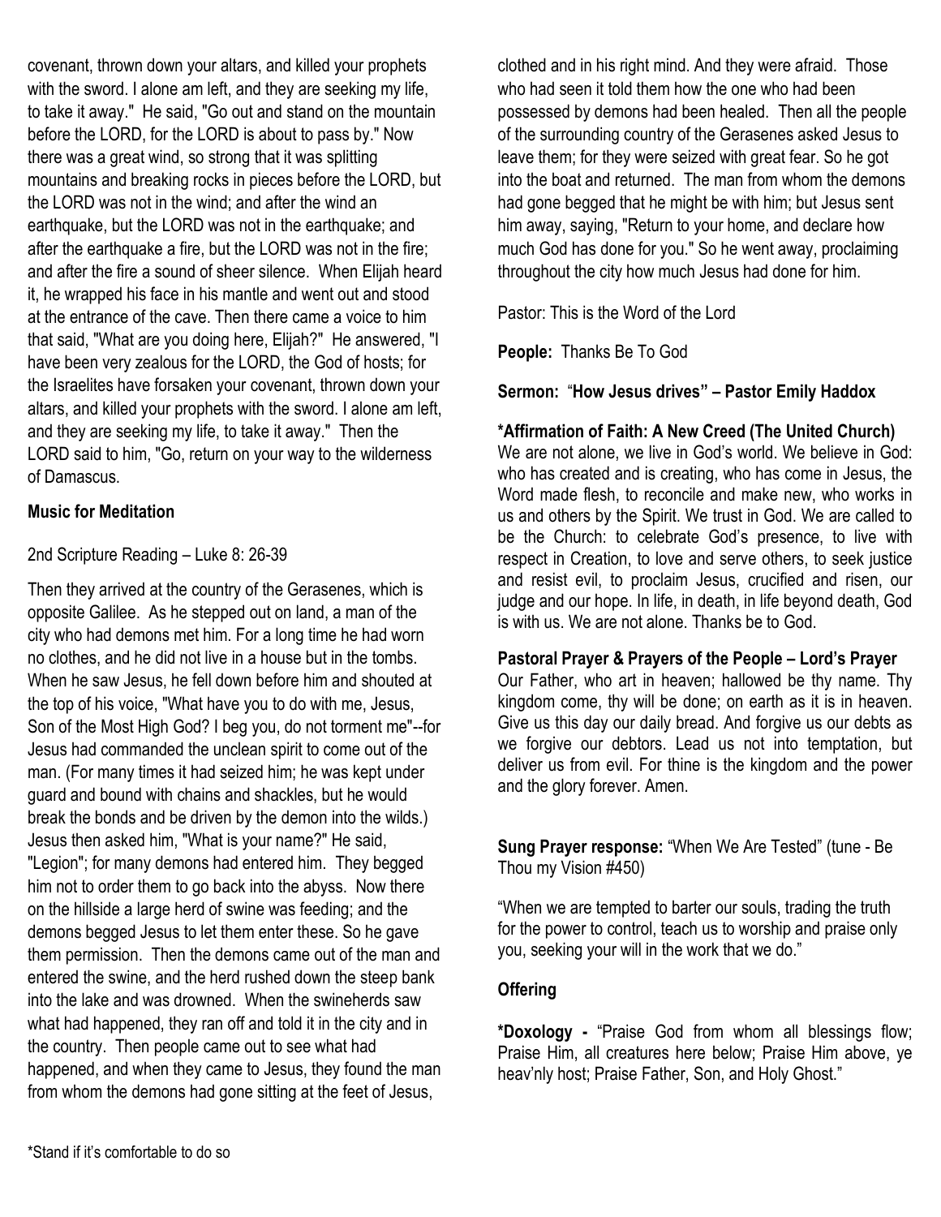covenant, thrown down your altars, and killed your prophets with the sword. I alone am left, and they are seeking my life, to take it away." He said, "Go out and stand on the mountain before the LORD, for the LORD is about to pass by." Now there was a great wind, so strong that it was splitting mountains and breaking rocks in pieces before the LORD, but the LORD was not in the wind; and after the wind an earthquake, but the LORD was not in the earthquake; and after the earthquake a fire, but the LORD was not in the fire; and after the fire a sound of sheer silence. When Elijah heard it, he wrapped his face in his mantle and went out and stood at the entrance of the cave. Then there came a voice to him that said, "What are you doing here, Elijah?" He answered, "I have been very zealous for the LORD, the God of hosts; for the Israelites have forsaken your covenant, thrown down your altars, and killed your prophets with the sword. I alone am left, and they are seeking my life, to take it away." Then the LORD said to him, "Go, return on your way to the wilderness of Damascus.

**Music for Meditation**

2nd Scripture Reading – Luke 8: 26-39

Then they arrived at the country of the Gerasenes, which is opposite Galilee. As he stepped out on land, a man of the city who had demons met him. For a long time he had worn no clothes, and he did not live in a house but in the tombs. When he saw Jesus, he fell down before him and shouted at the top of his voice, "What have you to do with me, Jesus, Son of the Most High God? I beg you, do not torment me"--for Jesus had commanded the unclean spirit to come out of the man. (For many times it had seized him; he was kept under guard and bound with chains and shackles, but he would break the bonds and be driven by the demon into the wilds.) Jesus then asked him, "What is your name?" He said, "Legion"; for many demons had entered him. They begged him not to order them to go back into the abyss. Now there on the hillside a large herd of swine was feeding; and the demons begged Jesus to let them enter these. So he gave them permission. Then the demons came out of the man and entered the swine, and the herd rushed down the steep bank into the lake and was drowned. When the swineherds saw what had happened, they ran off and told it in the city and in the country. Then people came out to see what had happened, and when they came to Jesus, they found the man from whom the demons had gone sitting at the feet of Jesus, clothed and in his right mind. And they were afraid. Those who had seen it told them how the one who had been possessed by demons had been healed. Then all the people of the surrounding country of the Gerasenes asked Jesus to leave them; for they were seized with great fear. So he got into the boat and returned. The man from whom the demons had gone begged that he might be with him; but Jesus sent him away, saying, "Return to your home, and declare how much God has done for you." So he went away, proclaiming throughout the city how much Jesus had done for him.

Pastor: This is the Word of the Lord

**People:** Thanks Be To God

**Sermon:** "**How Jesus drives" – Pastor Emily Haddox**

**\*Affirmation of Faith: A New Creed (The United Church)**
We are not alone, we live in God's world. We believe in God: who has created and is creating, who has come in Jesus, the Word made flesh, to reconcile and make new, who works in us and others by the Spirit. We trust in God. We are called to be the Church: to celebrate God's presence, to live with respect in Creation, to love and serve others, to seek justice and resist evil, to proclaim Jesus, crucified and risen, our judge and our hope. In life, in death, in life beyond death, God is with us. We are not alone. Thanks be to God.

**Pastoral Prayer & Prayers of the People – Lord's Prayer**
Our Father, who art in heaven; hallowed be thy name. Thy kingdom come, thy will be done; on earth as it is in heaven. Give us this day our daily bread. And forgive us our debts as we forgive our debtors. Lead us not into temptation, but deliver us from evil. For thine is the kingdom and the power and the glory forever. Amen.

**Sung Prayer response:** "When We Are Tested" (tune - Be Thou my Vision #450)

"When we are tempted to barter our souls, trading the truth for the power to control, teach us to worship and praise only you, seeking your will in the work that we do."

**Offering**

**\*Doxology -** "Praise God from whom all blessings flow; Praise Him, all creatures here below; Praise Him above, ye heav'nly host; Praise Father, Son, and Holy Ghost."

\*Stand if it's comfortable to do so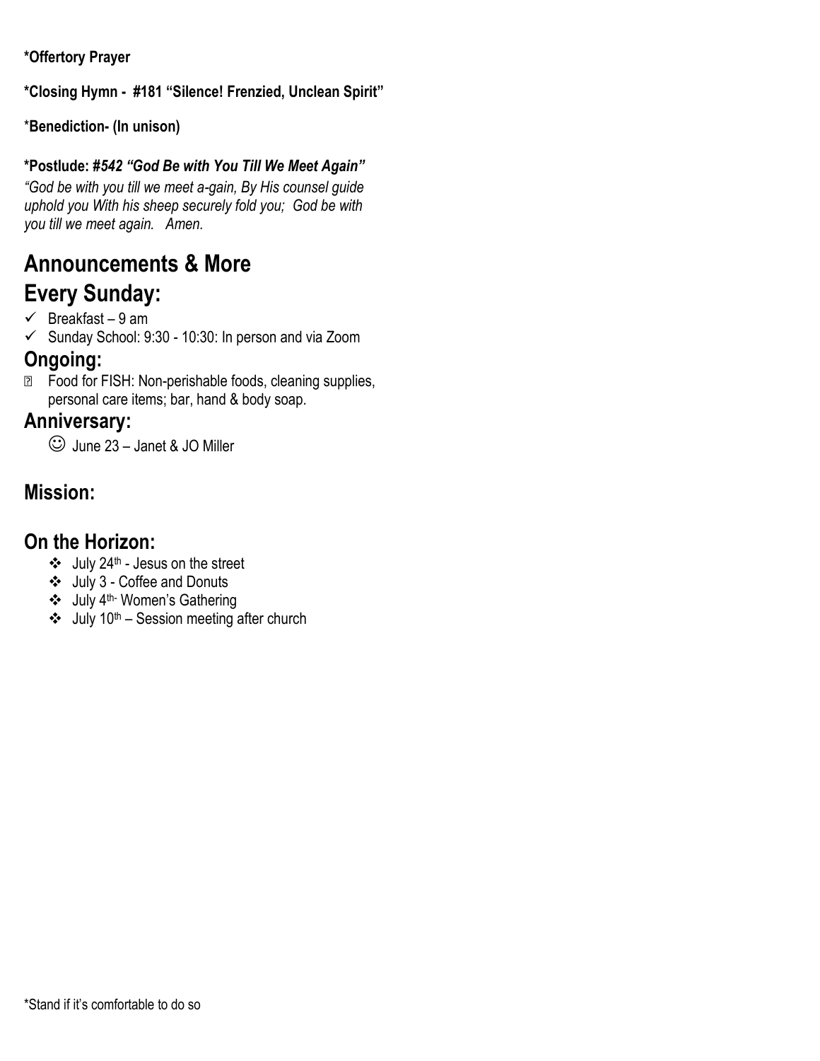**\*Offertory Prayer**

**\*Closing Hymn - #181 "Silence! Frenzied, Unclean Spirit"**

\***Benediction- (In unison)**

**\*Postlude: #*542 "God Be with You Till We Meet Again"***

*"God be with you till we meet a-gain, By His counsel guide uphold you With his sheep securely fold you; God be with you till we meet again. Amen.*

# Announcements & More

# Every Sunday:

- ✓ Breakfast – 9 am
- ✓ Sunday School: 9:30 - 10:30: In person and via Zoom

## Ongoing:

- Food for FISH: Non-perishable foods, cleaning supplies, personal care items; bar, hand & body soap.

## Anniversary:

☺ June 23 – Janet & JO Miller

## Mission:

## On the Horizon:

- ❖ July 24th - Jesus on the street
- ❖ July 3 - Coffee and Donuts
- ❖ July 4th- Women's Gathering
- ❖ July 10th – Session meeting after church

\*Stand if it's comfortable to do so